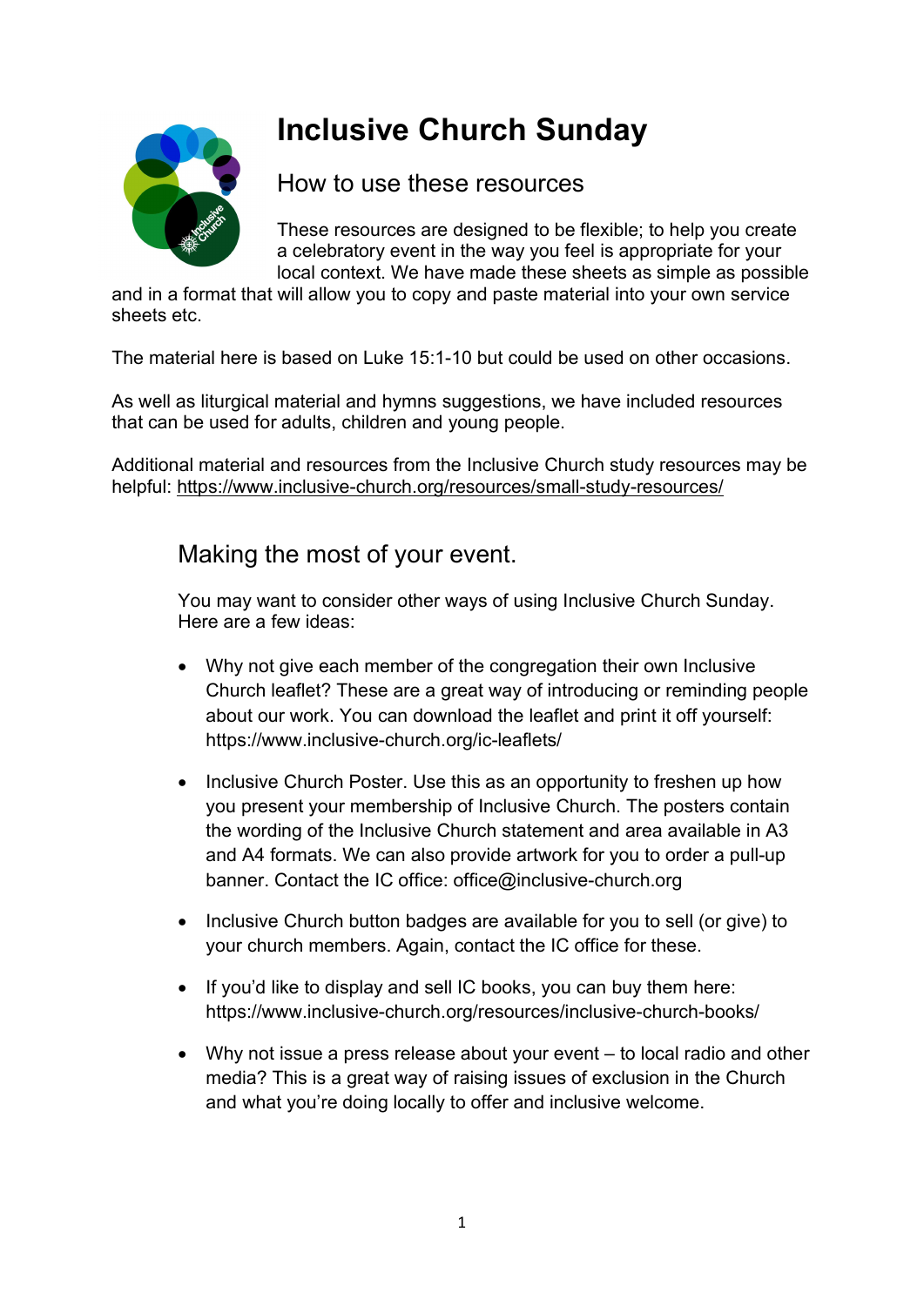# Inclusive Church Sunday

## How to use these resources

These resources are designed to be flexible; to help you create a celebratory event in the way you feel is appropriate for your local context. We have made these sheets as simple as possible and in a format that will allow you to copy and paste material into your own service sheets etc.

The material here is based on Luke 15:1-10 but could be used on other occasions.

As well as liturgical material and hymns suggestions, we have included resources that can be used for adults, children and young people.

Additional material and resources from the Inclusive Church study resources may be helpful: https://www.inclusive-church.org/resources/small-study-resources/

## Making the most of your event.

You may want to consider other ways of using Inclusive Church Sunday. Here are a few ideas:

- Why not give each member of the congregation their own Inclusive Church leaflet? These are a great way of introducing or reminding people about our work. You can download the leaflet and print it off yourself: https://www.inclusive-church.org/ic-leaflets/
- Inclusive Church Poster. Use this as an opportunity to freshen up how you present your membership of Inclusive Church. The posters contain the wording of the Inclusive Church statement and area available in A3 and A4 formats. We can also provide artwork for you to order a pull-up banner. Contact the IC office: office@inclusive-church.org
- Inclusive Church button badges are available for you to sell (or give) to your church members. Again, contact the IC office for these.
- If you'd like to display and sell IC books, you can buy them here: https://www.inclusive-church.org/resources/inclusive-church-books/
- Why not issue a press release about your event – to local radio and other media? This is a great way of raising issues of exclusion in the Church and what you're doing locally to offer and inclusive welcome.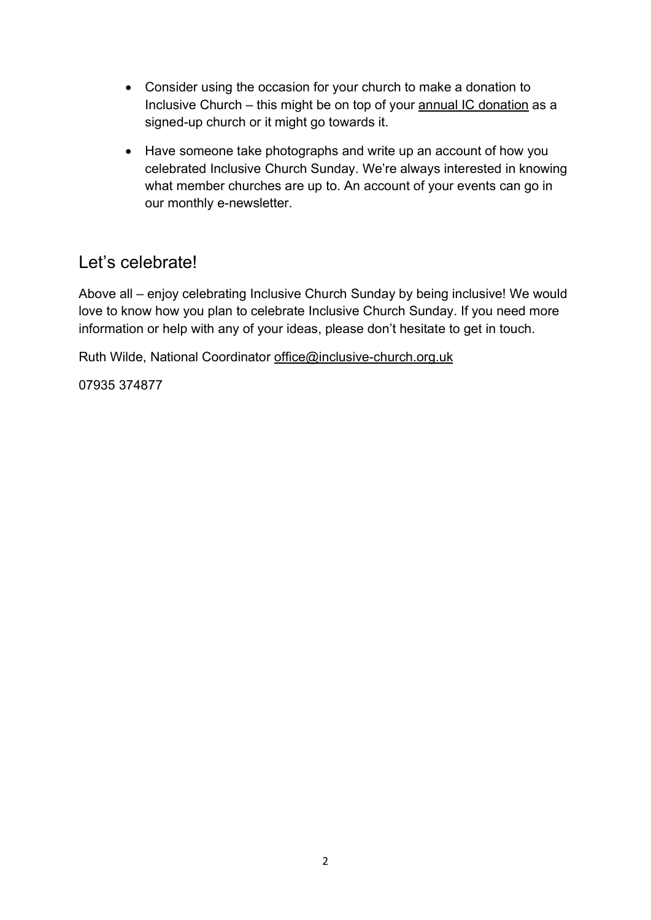- Consider using the occasion for your church to make a donation to Inclusive Church – this might be on top of your annual IC donation as a signed-up church or it might go towards it.
- Have someone take photographs and write up an account of how you celebrated Inclusive Church Sunday. We're always interested in knowing what member churches are up to. An account of your events can go in our monthly e-newsletter.

## Let's celebrate!

Above all – enjoy celebrating Inclusive Church Sunday by being inclusive! We would love to know how you plan to celebrate Inclusive Church Sunday. If you need more information or help with any of your ideas, please don't hesitate to get in touch.

Ruth Wilde, National Coordinator office@inclusive-church.org.uk

07935 374877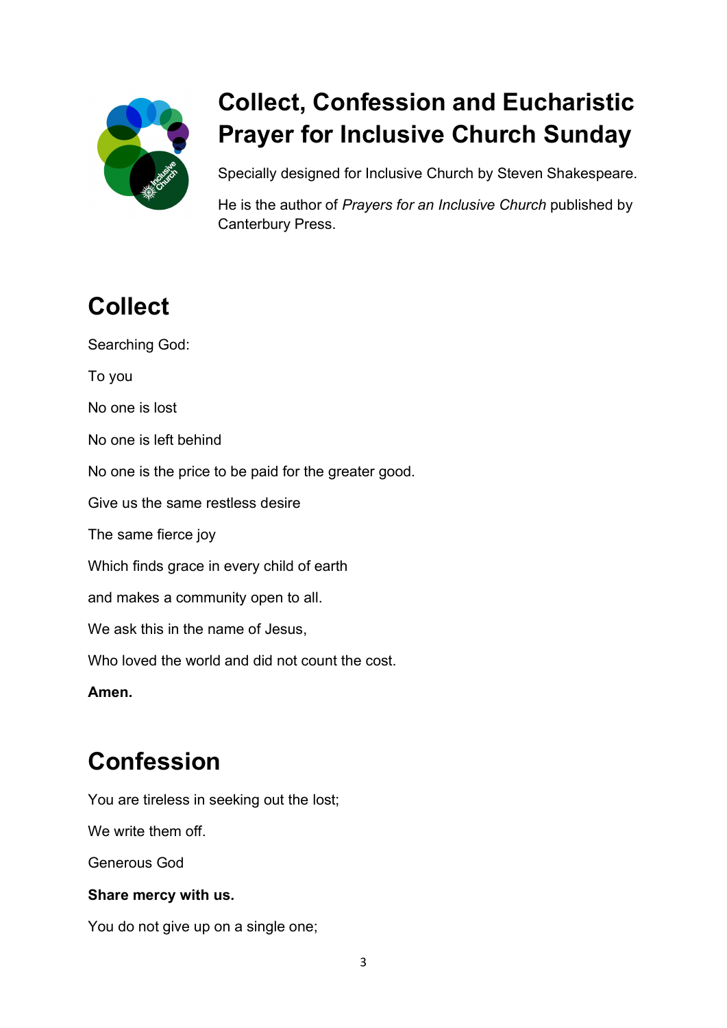# Collect, Confession and Eucharistic Prayer for Inclusive Church Sunday

Specially designed for Inclusive Church by Steven Shakespeare.

He is the author of *Prayers for an Inclusive Church* published by Canterbury Press.

## Collect

Searching God:

To you

No one is lost

No one is left behind

No one is the price to be paid for the greater good.

Give us the same restless desire

The same fierce joy

Which finds grace in every child of earth

and makes a community open to all.

We ask this in the name of Jesus,

Who loved the world and did not count the cost.

**Amen.**

## Confession

You are tireless in seeking out the lost;

We write them off.

Generous God

**Share mercy with us.**

You do not give up on a single one;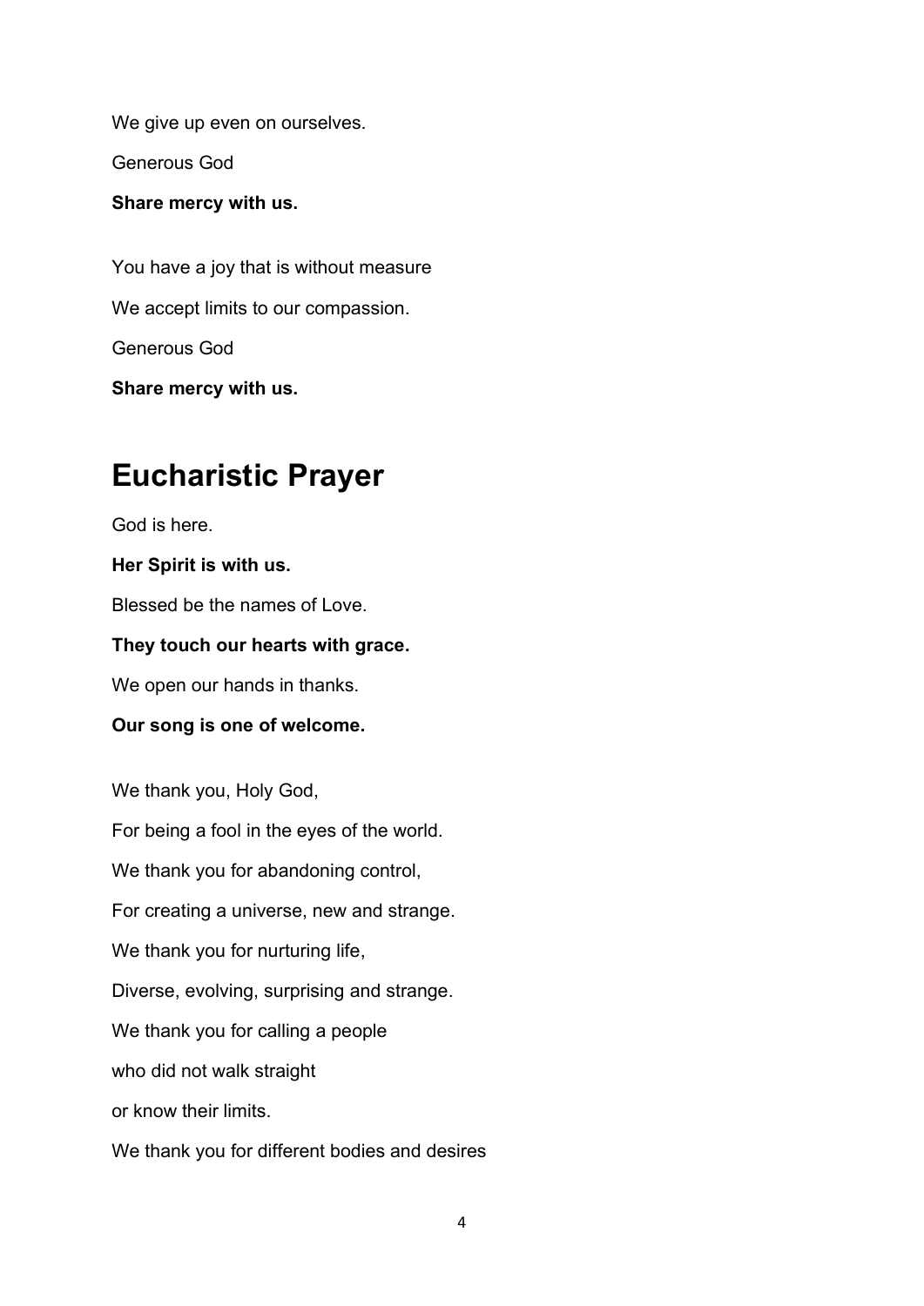We give up even on ourselves.

Generous God

**Share mercy with us.**

You have a joy that is without measure

We accept limits to our compassion.

Generous God

**Share mercy with us.**

# Eucharistic Prayer

God is here.

**Her Spirit is with us.**

Blessed be the names of Love.

**They touch our hearts with grace.**

We open our hands in thanks.

**Our song is one of welcome.**

We thank you, Holy God,

For being a fool in the eyes of the world.

We thank you for abandoning control,

For creating a universe, new and strange.

We thank you for nurturing life,

Diverse, evolving, surprising and strange.

We thank you for calling a people

who did not walk straight

or know their limits.

We thank you for different bodies and desires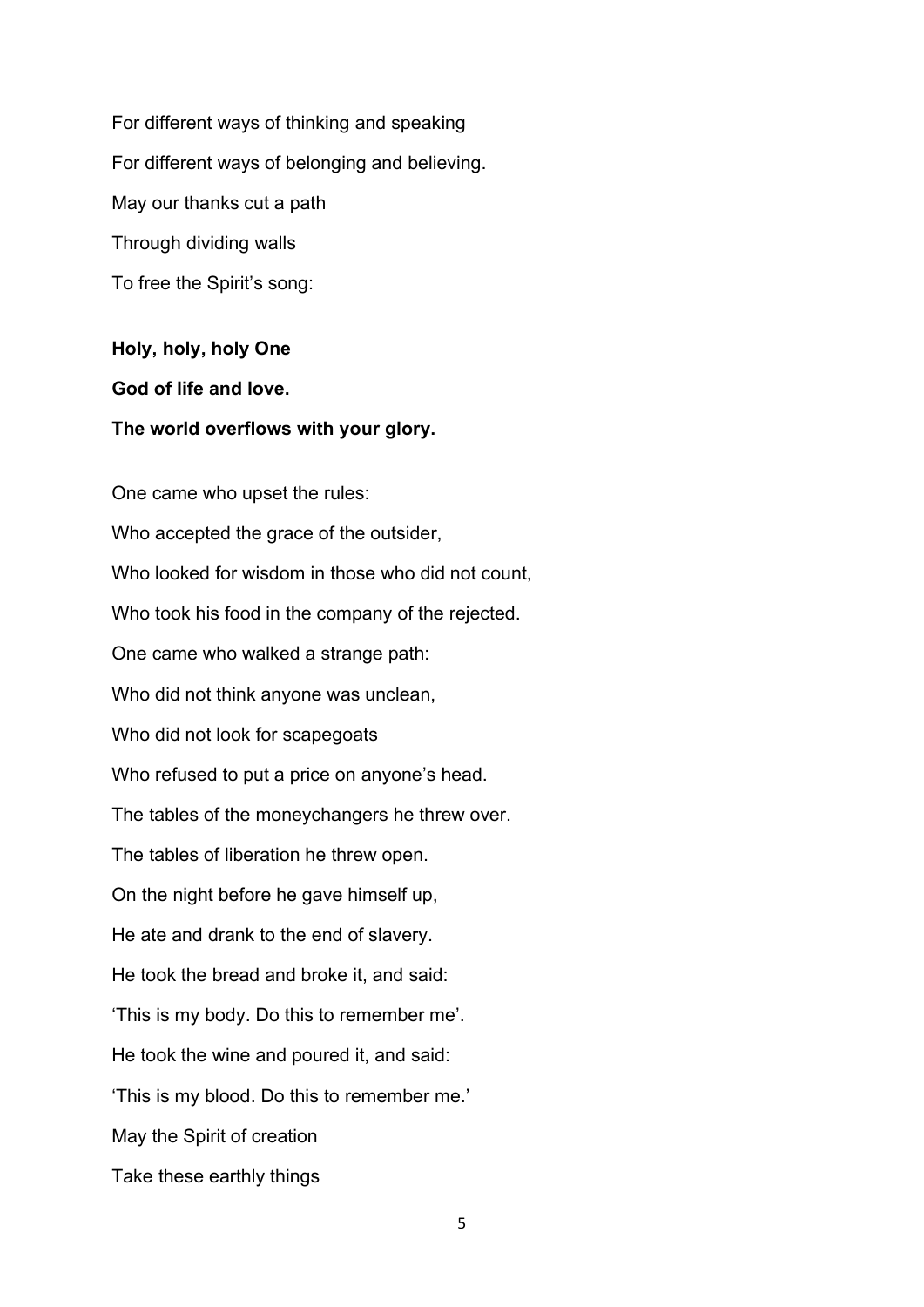For different ways of thinking and speaking

For different ways of belonging and believing.

May our thanks cut a path

Through dividing walls

To free the Spirit’s song:

**Holy, holy, holy One**

**God of life and love.**

**The world overflows with your glory.**

One came who upset the rules:

Who accepted the grace of the outsider,

Who looked for wisdom in those who did not count,

Who took his food in the company of the rejected.

One came who walked a strange path:

Who did not think anyone was unclean,

Who did not look for scapegoats

Who refused to put a price on anyone’s head.

The tables of the moneychangers he threw over.

The tables of liberation he threw open.

On the night before he gave himself up,

He ate and drank to the end of slavery.

He took the bread and broke it, and said:

‘This is my body. Do this to remember me’.

He took the wine and poured it, and said:

‘This is my blood. Do this to remember me.’

May the Spirit of creation

Take these earthly things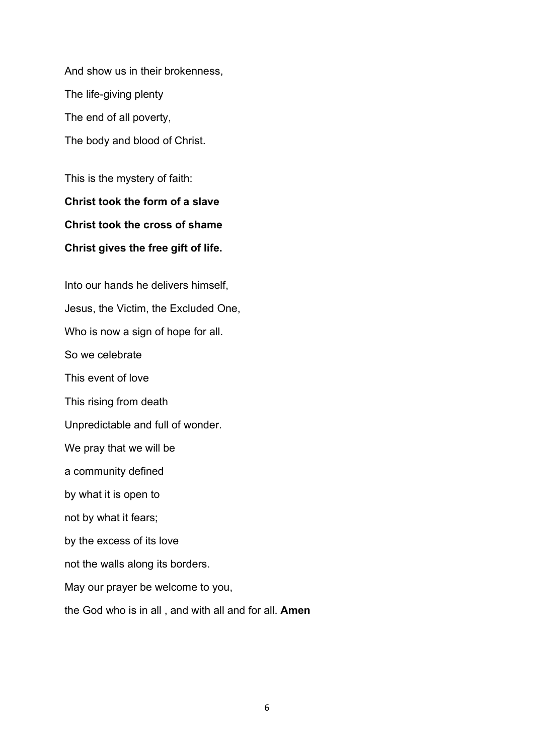And show us in their brokenness,

The life-giving plenty

The end of all poverty,

The body and blood of Christ.

This is the mystery of faith:

**Christ took the form of a slave**

**Christ took the cross of shame**

**Christ gives the free gift of life.**

Into our hands he delivers himself,

Jesus, the Victim, the Excluded One,

Who is now a sign of hope for all.

So we celebrate

This event of love

This rising from death

Unpredictable and full of wonder.

We pray that we will be

a community defined

by what it is open to

not by what it fears;

by the excess of its love

not the walls along its borders.

May our prayer be welcome to you,

the God who is in all , and with all and for all. **Amen**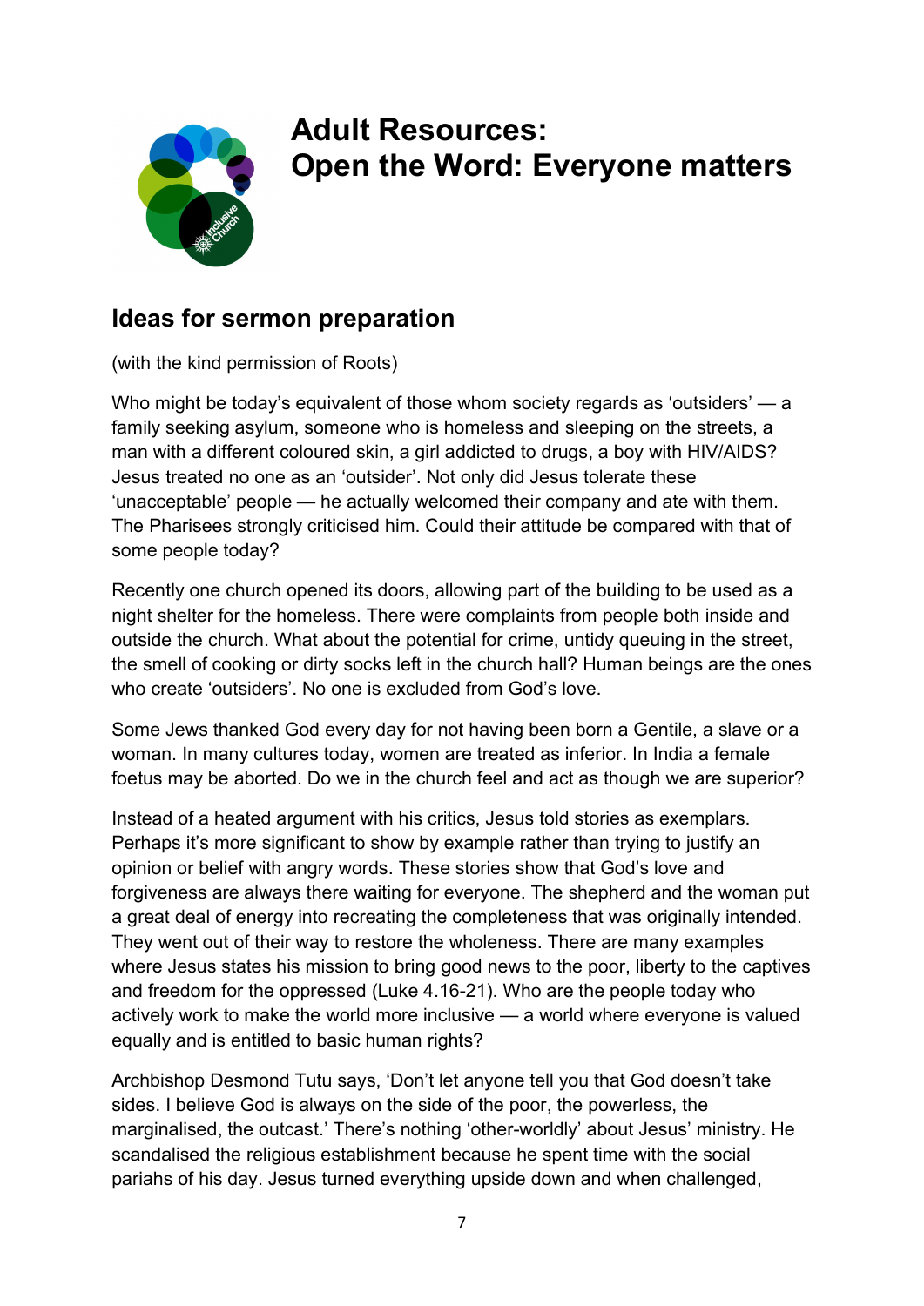# Adult Resources:
# Open the Word: Everyone matters

## Ideas for sermon preparation

(with the kind permission of Roots)

Who might be today's equivalent of those whom society regards as 'outsiders' — a family seeking asylum, someone who is homeless and sleeping on the streets, a man with a different coloured skin, a girl addicted to drugs, a boy with HIV/AIDS? Jesus treated no one as an 'outsider'. Not only did Jesus tolerate these 'unacceptable' people — he actually welcomed their company and ate with them. The Pharisees strongly criticised him. Could their attitude be compared with that of some people today?

Recently one church opened its doors, allowing part of the building to be used as a night shelter for the homeless. There were complaints from people both inside and outside the church. What about the potential for crime, untidy queuing in the street, the smell of cooking or dirty socks left in the church hall? Human beings are the ones who create 'outsiders'. No one is excluded from God's love.

Some Jews thanked God every day for not having been born a Gentile, a slave or a woman. In many cultures today, women are treated as inferior. In India a female foetus may be aborted. Do we in the church feel and act as though we are superior?

Instead of a heated argument with his critics, Jesus told stories as exemplars. Perhaps it's more significant to show by example rather than trying to justify an opinion or belief with angry words. These stories show that God's love and forgiveness are always there waiting for everyone. The shepherd and the woman put a great deal of energy into recreating the completeness that was originally intended. They went out of their way to restore the wholeness. There are many examples where Jesus states his mission to bring good news to the poor, liberty to the captives and freedom for the oppressed (Luke 4.16-21). Who are the people today who actively work to make the world more inclusive — a world where everyone is valued equally and is entitled to basic human rights?

Archbishop Desmond Tutu says, 'Don't let anyone tell you that God doesn't take sides. I believe God is always on the side of the poor, the powerless, the marginalised, the outcast.' There's nothing 'other-worldly' about Jesus' ministry. He scandalised the religious establishment because he spent time with the social pariahs of his day. Jesus turned everything upside down and when challenged,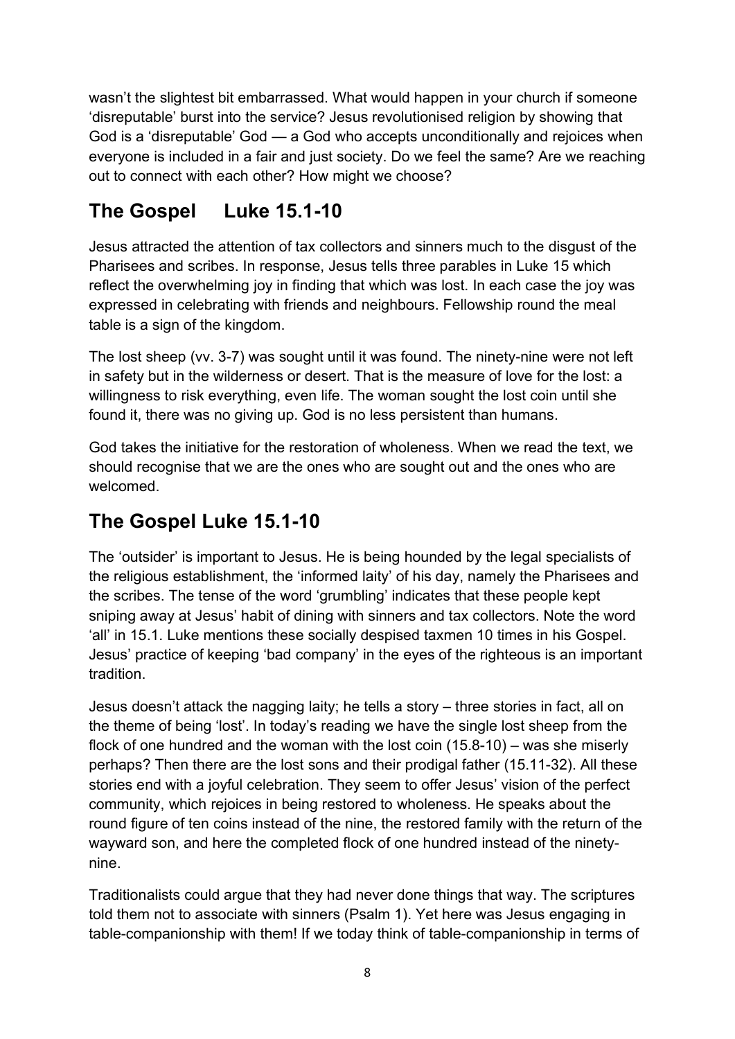wasn't the slightest bit embarrassed. What would happen in your church if someone 'disreputable' burst into the service? Jesus revolutionised religion by showing that God is a 'disreputable' God — a God who accepts unconditionally and rejoices when everyone is included in a fair and just society. Do we feel the same? Are we reaching out to connect with each other? How might we choose?

## The Gospel    Luke 15.1-10

Jesus attracted the attention of tax collectors and sinners much to the disgust of the Pharisees and scribes. In response, Jesus tells three parables in Luke 15 which reflect the overwhelming joy in finding that which was lost. In each case the joy was expressed in celebrating with friends and neighbours. Fellowship round the meal table is a sign of the kingdom.

The lost sheep (vv. 3-7) was sought until it was found. The ninety-nine were not left in safety but in the wilderness or desert. That is the measure of love for the lost: a willingness to risk everything, even life. The woman sought the lost coin until she found it, there was no giving up. God is no less persistent than humans.

God takes the initiative for the restoration of wholeness. When we read the text, we should recognise that we are the ones who are sought out and the ones who are welcomed.

## The Gospel Luke 15.1-10

The 'outsider' is important to Jesus. He is being hounded by the legal specialists of the religious establishment, the 'informed laity' of his day, namely the Pharisees and the scribes. The tense of the word 'grumbling' indicates that these people kept sniping away at Jesus' habit of dining with sinners and tax collectors. Note the word 'all' in 15.1. Luke mentions these socially despised taxmen 10 times in his Gospel. Jesus' practice of keeping 'bad company' in the eyes of the righteous is an important tradition.

Jesus doesn't attack the nagging laity; he tells a story – three stories in fact, all on the theme of being 'lost'. In today's reading we have the single lost sheep from the flock of one hundred and the woman with the lost coin (15.8-10) – was she miserly perhaps? Then there are the lost sons and their prodigal father (15.11-32). All these stories end with a joyful celebration. They seem to offer Jesus' vision of the perfect community, which rejoices in being restored to wholeness. He speaks about the round figure of ten coins instead of the nine, the restored family with the return of the wayward son, and here the completed flock of one hundred instead of the ninety-nine.

Traditionalists could argue that they had never done things that way. The scriptures told them not to associate with sinners (Psalm 1). Yet here was Jesus engaging in table-companionship with them! If we today think of table-companionship in terms of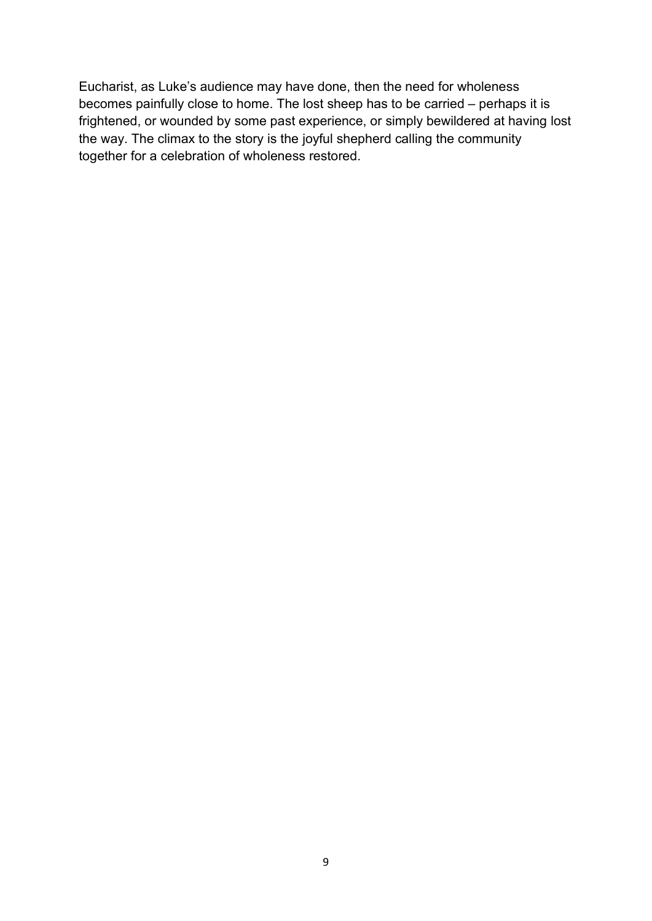Eucharist, as Luke's audience may have done, then the need for wholeness becomes painfully close to home. The lost sheep has to be carried – perhaps it is frightened, or wounded by some past experience, or simply bewildered at having lost the way. The climax to the story is the joyful shepherd calling the community together for a celebration of wholeness restored.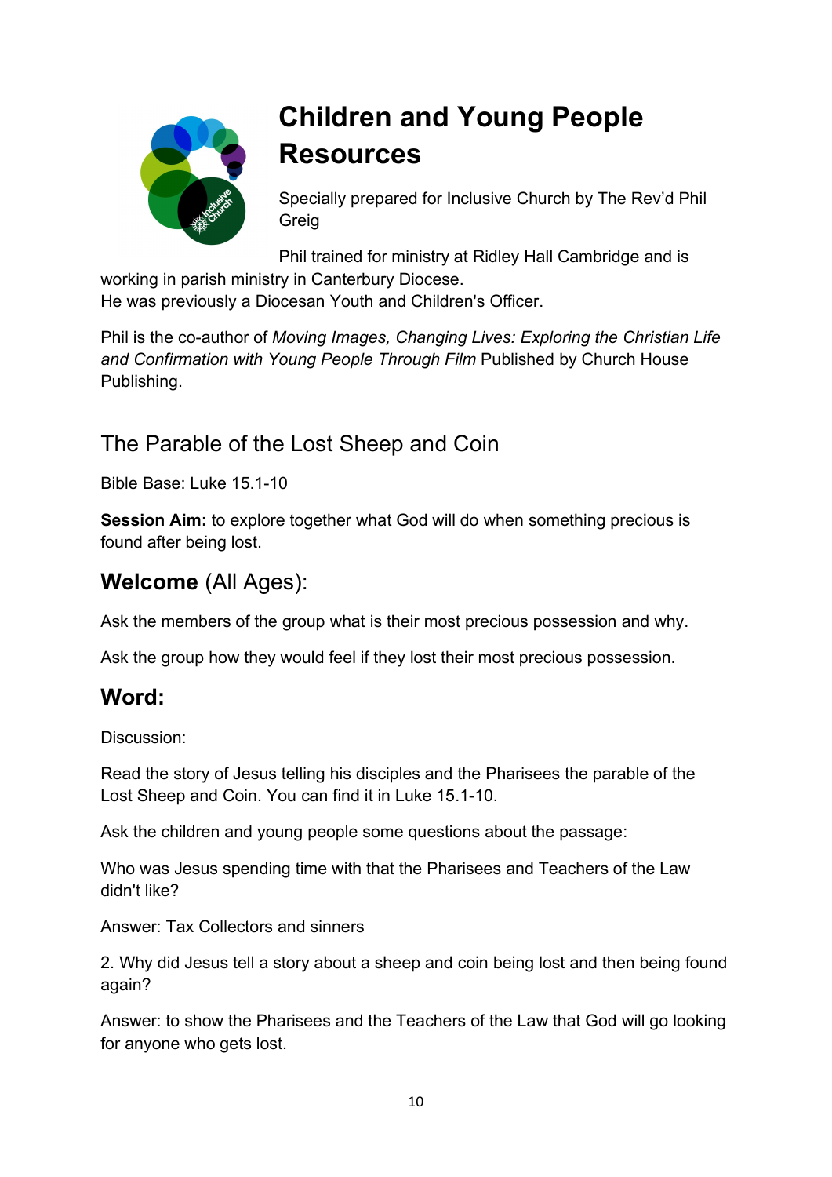# Children and Young People Resources

Specially prepared for Inclusive Church by The Rev'd Phil Greig

Phil trained for ministry at Ridley Hall Cambridge and is working in parish ministry in Canterbury Diocese.
He was previously a Diocesan Youth and Children's Officer.

Phil is the co-author of *Moving Images, Changing Lives: Exploring the Christian Life and Confirmation with Young People Through Film* Published by Church House Publishing.

## The Parable of the Lost Sheep and Coin

Bible Base: Luke 15.1-10

**Session Aim:** to explore together what God will do when something precious is found after being lost.

## **Welcome** (All Ages):

Ask the members of the group what is their most precious possession and why.

Ask the group how they would feel if they lost their most precious possession.

## Word:

Discussion:

Read the story of Jesus telling his disciples and the Pharisees the parable of the Lost Sheep and Coin. You can find it in Luke 15.1-10.

Ask the children and young people some questions about the passage:

Who was Jesus spending time with that the Pharisees and Teachers of the Law didn't like?

Answer: Tax Collectors and sinners

2. Why did Jesus tell a story about a sheep and coin being lost and then being found again?

Answer: to show the Pharisees and the Teachers of the Law that God will go looking for anyone who gets lost.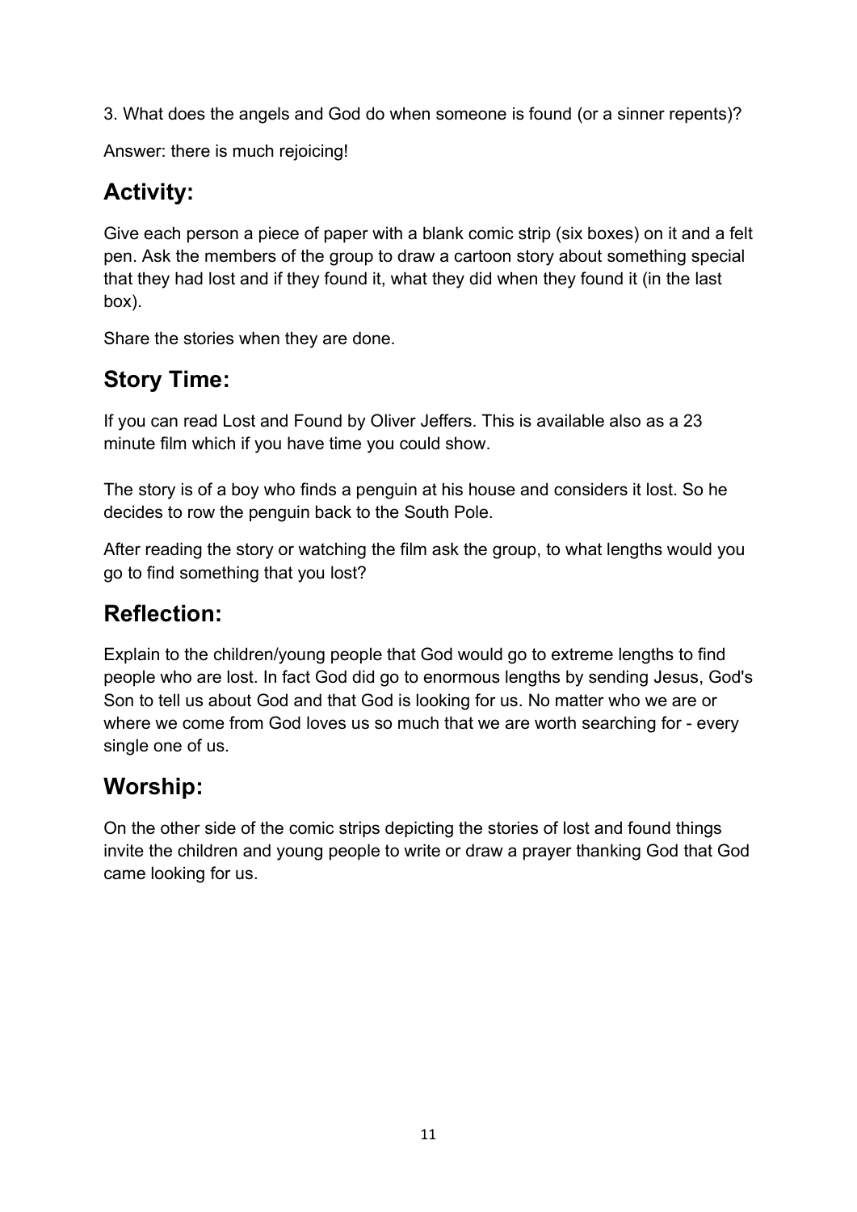3. What does the angels and God do when someone is found (or a sinner repents)?

Answer: there is much rejoicing!

## Activity:

Give each person a piece of paper with a blank comic strip (six boxes) on it and a felt pen. Ask the members of the group to draw a cartoon story about something special that they had lost and if they found it, what they did when they found it (in the last box).

Share the stories when they are done.

## Story Time:

If you can read Lost and Found by Oliver Jeffers. This is available also as a 23 minute film which if you have time you could show.

The story is of a boy who finds a penguin at his house and considers it lost. So he decides to row the penguin back to the South Pole.

After reading the story or watching the film ask the group, to what lengths would you go to find something that you lost?

## Reflection:

Explain to the children/young people that God would go to extreme lengths to find people who are lost. In fact God did go to enormous lengths by sending Jesus, God's Son to tell us about God and that God is looking for us. No matter who we are or where we come from God loves us so much that we are worth searching for - every single one of us.

## Worship:

On the other side of the comic strips depicting the stories of lost and found things invite the children and young people to write or draw a prayer thanking God that God came looking for us.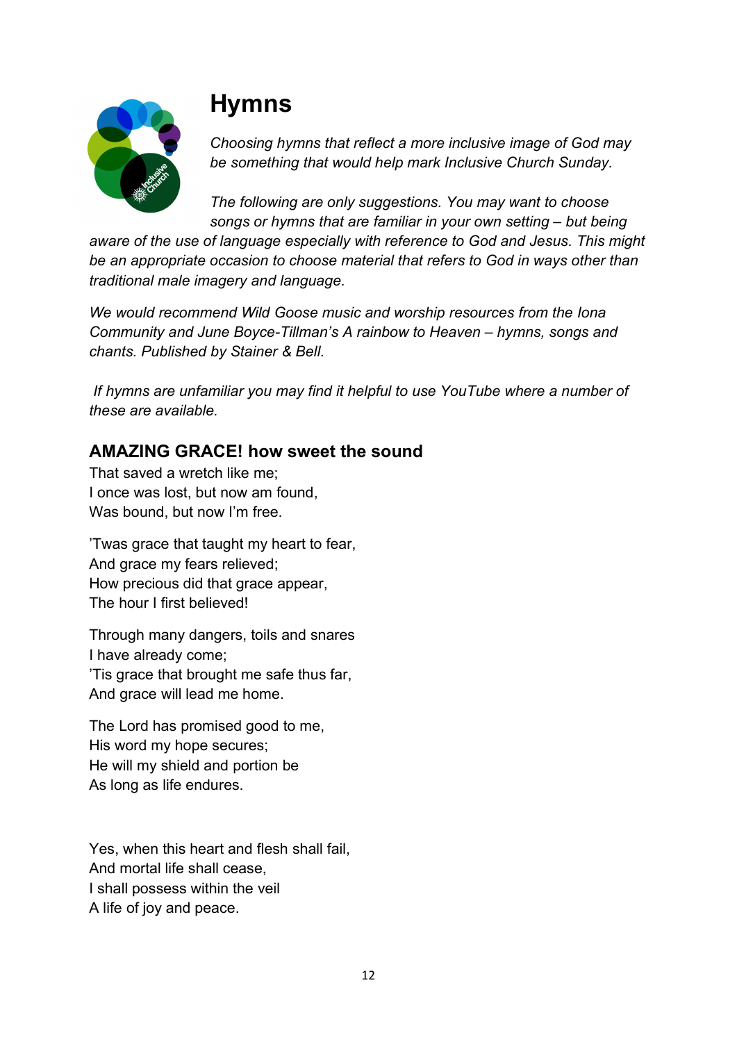# Hymns

*Choosing hymns that reflect a more inclusive image of God may be something that would help mark Inclusive Church Sunday.*

*The following are only suggestions. You may want to choose songs or hymns that are familiar in your own setting – but being aware of the use of language especially with reference to God and Jesus. This might be an appropriate occasion to choose material that refers to God in ways other than traditional male imagery and language.*

*We would recommend Wild Goose music and worship resources from the Iona Community and June Boyce-Tillman's A rainbow to Heaven – hymns, songs and chants. Published by Stainer & Bell.*

*If hymns are unfamiliar you may find it helpful to use YouTube where a number of these are available.*

### AMAZING GRACE! how sweet the sound

That saved a wretch like me;  
I once was lost, but now am found,  
Was bound, but now I'm free.

'Twas grace that taught my heart to fear,  
And grace my fears relieved;  
How precious did that grace appear,  
The hour I first believed!

Through many dangers, toils and snares  
I have already come;  
'Tis grace that brought me safe thus far,  
And grace will lead me home.

The Lord has promised good to me,  
His word my hope secures;  
He will my shield and portion be  
As long as life endures.

Yes, when this heart and flesh shall fail,  
And mortal life shall cease,  
I shall possess within the veil  
A life of joy and peace.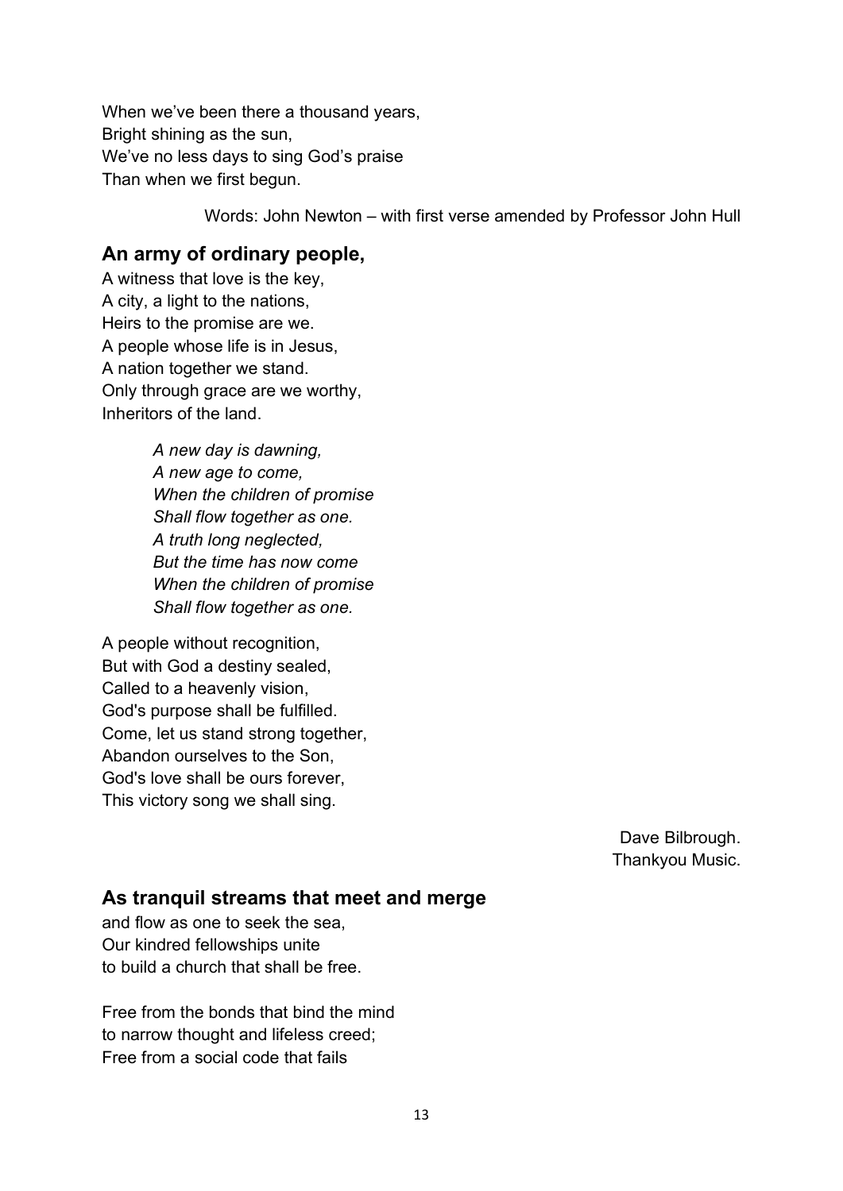When we've been there a thousand years,  
Bright shining as the sun,  
We've no less days to sing God's praise  
Than when we first begun.

Words: John Newton – with first verse amended by Professor John Hull

### An army of ordinary people,

A witness that love is the key,  
A city, a light to the nations,  
Heirs to the promise are we.  
A people whose life is in Jesus,  
A nation together we stand.  
Only through grace are we worthy,  
Inheritors of the land.

*A new day is dawning,*  
*A new age to come,*  
*When the children of promise*  
*Shall flow together as one.*  
*A truth long neglected,*  
*But the time has now come*  
*When the children of promise*  
*Shall flow together as one.*

A people without recognition,  
But with God a destiny sealed,  
Called to a heavenly vision,  
God's purpose shall be fulfilled.  
Come, let us stand strong together,  
Abandon ourselves to the Son,  
God's love shall be ours forever,  
This victory song we shall sing.

Dave Bilbrough.  
Thankyou Music.

### As tranquil streams that meet and merge

and flow as one to seek the sea,  
Our kindred fellowships unite  
to build a church that shall be free.

Free from the bonds that bind the mind  
to narrow thought and lifeless creed;  
Free from a social code that fails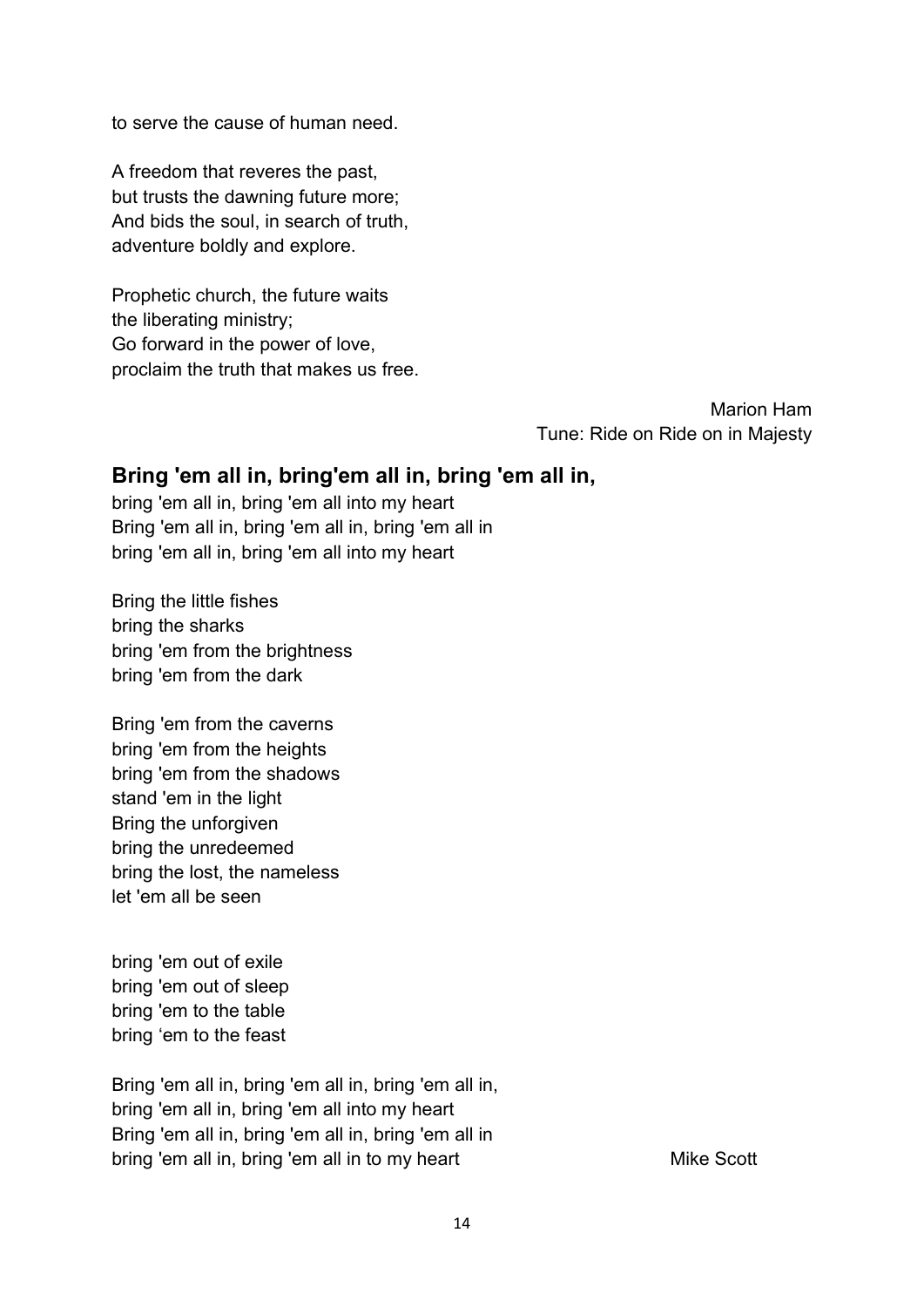to serve the cause of human need.

A freedom that reveres the past,
but trusts the dawning future more;
And bids the soul, in search of truth,
adventure boldly and explore.

Prophetic church, the future waits
the liberating ministry;
Go forward in the power of love,
proclaim the truth that makes us free.

Marion Ham
Tune: Ride on Ride on in Majesty

### Bring 'em all in, bring'em all in, bring 'em all in,

bring 'em all in, bring 'em all into my heart
Bring 'em all in, bring 'em all in, bring 'em all in
bring 'em all in, bring 'em all into my heart

Bring the little fishes
bring the sharks
bring 'em from the brightness
bring 'em from the dark

Bring 'em from the caverns
bring 'em from the heights
bring 'em from the shadows
stand 'em in the light
Bring the unforgiven
bring the unredeemed
bring the lost, the nameless
let 'em all be seen

bring 'em out of exile
bring 'em out of sleep
bring 'em to the table
bring ‘em to the feast

Bring 'em all in, bring 'em all in, bring 'em all in,
bring 'em all in, bring 'em all into my heart
Bring 'em all in, bring 'em all in, bring 'em all in
bring 'em all in, bring 'em all in to my heart

Mike Scott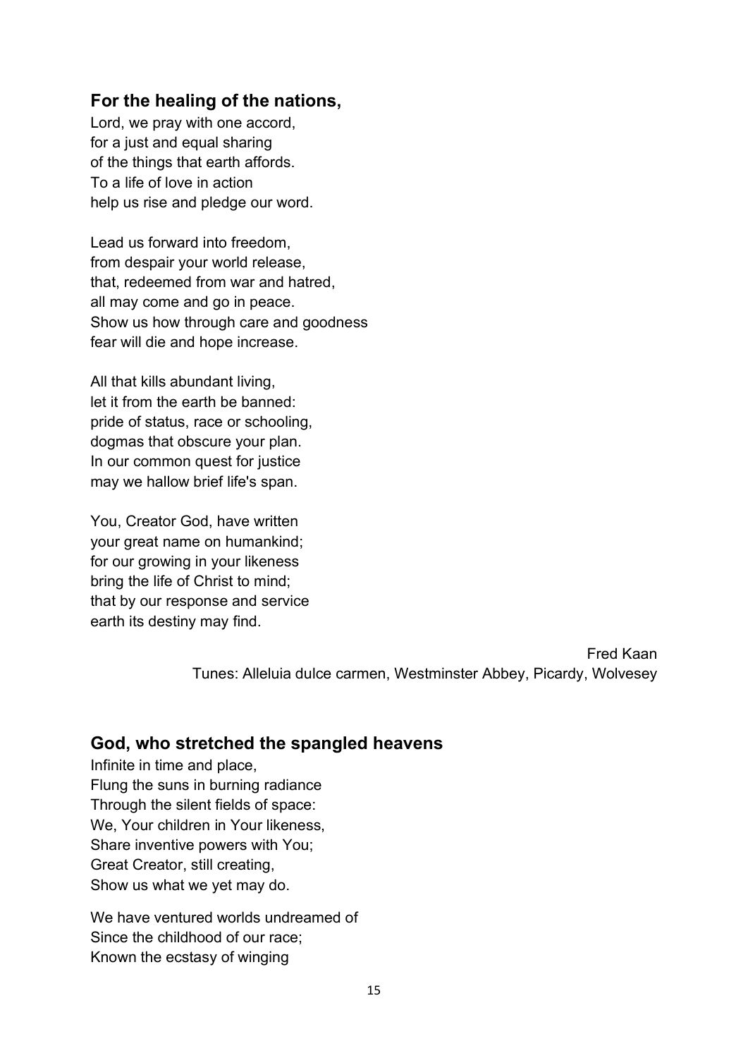### For the healing of the nations,

Lord, we pray with one accord,
for a just and equal sharing
of the things that earth affords.
To a life of love in action
help us rise and pledge our word.

Lead us forward into freedom,
from despair your world release,
that, redeemed from war and hatred,
all may come and go in peace.
Show us how through care and goodness
fear will die and hope increase.

All that kills abundant living,
let it from the earth be banned:
pride of status, race or schooling,
dogmas that obscure your plan.
In our common quest for justice
may we hallow brief life's span.

You, Creator God, have written
your great name on humankind;
for our growing in your likeness
bring the life of Christ to mind;
that by our response and service
earth its destiny may find.

Fred Kaan
Tunes: Alleluia dulce carmen, Westminster Abbey, Picardy, Wolvesey

### God, who stretched the spangled heavens

Infinite in time and place,
Flung the suns in burning radiance
Through the silent fields of space:
We, Your children in Your likeness,
Share inventive powers with You;
Great Creator, still creating,
Show us what we yet may do.

We have ventured worlds undreamed of
Since the childhood of our race;
Known the ecstasy of winging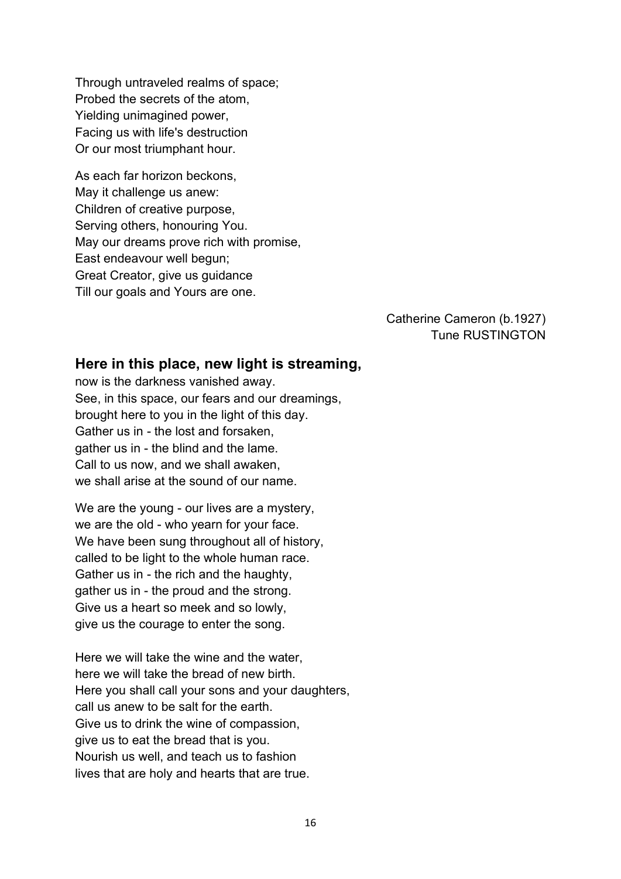Through untraveled realms of space;
Probed the secrets of the atom,
Yielding unimagined power,
Facing us with life's destruction
Or our most triumphant hour.

As each far horizon beckons,
May it challenge us anew:
Children of creative purpose,
Serving others, honouring You.
May our dreams prove rich with promise,
East endeavour well begun;
Great Creator, give us guidance
Till our goals and Yours are one.

Catherine Cameron (b.1927)
Tune RUSTINGTON

## Here in this place, new light is streaming,

now is the darkness vanished away.
See, in this space, our fears and our dreamings,
brought here to you in the light of this day.
Gather us in - the lost and forsaken,
gather us in - the blind and the lame.
Call to us now, and we shall awaken,
we shall arise at the sound of our name.

We are the young - our lives are a mystery,
we are the old - who yearn for your face.
We have been sung throughout all of history,
called to be light to the whole human race.
Gather us in - the rich and the haughty,
gather us in - the proud and the strong.
Give us a heart so meek and so lowly,
give us the courage to enter the song.

Here we will take the wine and the water,
here we will take the bread of new birth.
Here you shall call your sons and your daughters,
call us anew to be salt for the earth.
Give us to drink the wine of compassion,
give us to eat the bread that is you.
Nourish us well, and teach us to fashion
lives that are holy and hearts that are true.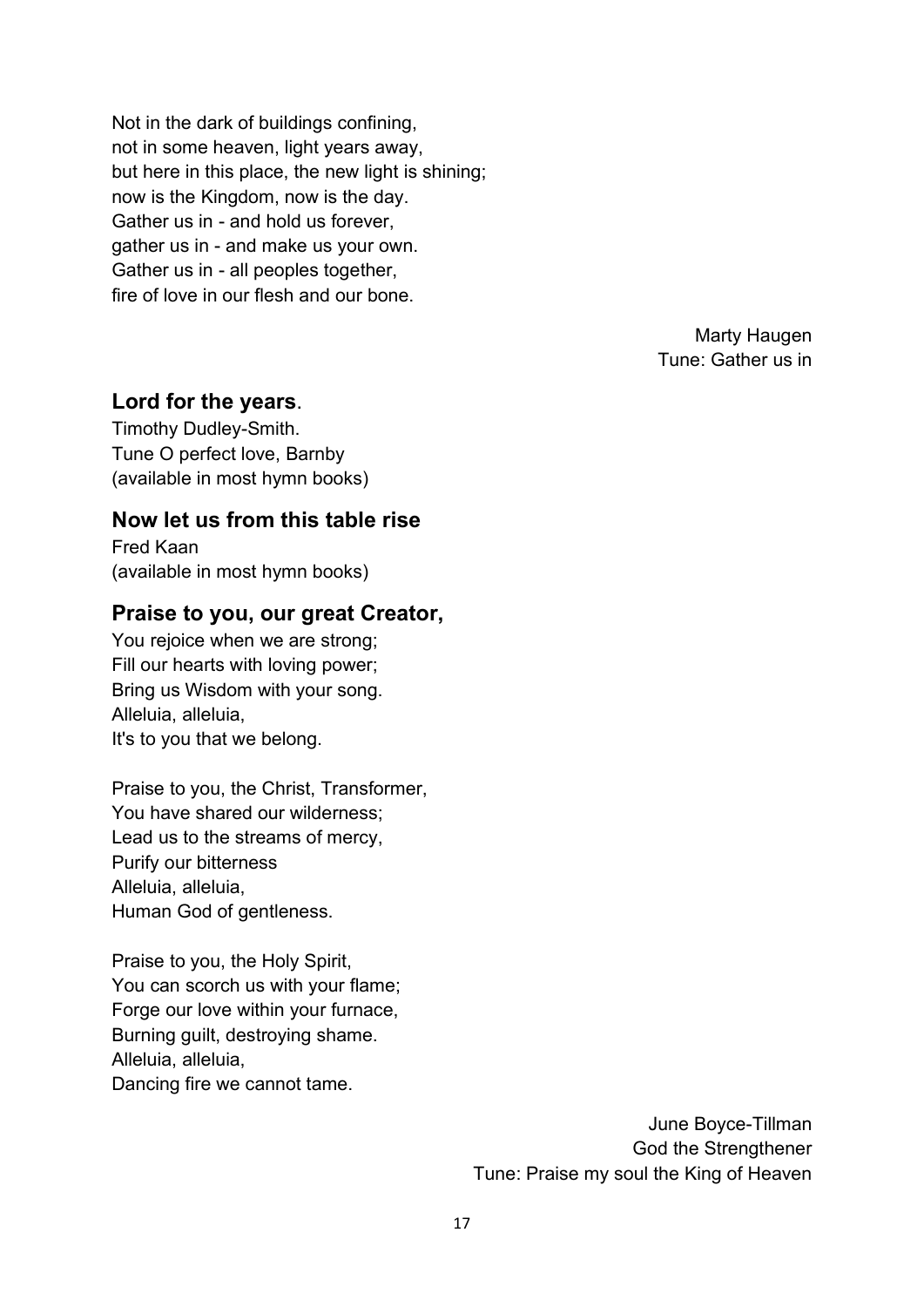Not in the dark of buildings confining,
not in some heaven, light years away,
but here in this place, the new light is shining;
now is the Kingdom, now is the day.
Gather us in - and hold us forever,
gather us in - and make us your own.
Gather us in - all peoples together,
fire of love in our flesh and our bone.

Marty Haugen
Tune: Gather us in

## **Lord for the years**.

Timothy Dudley-Smith.
Tune O perfect love, Barnby
(available in most hymn books)

## **Now let us from this table rise**

Fred Kaan
(available in most hymn books)

## **Praise to you, our great Creator,**

You rejoice when we are strong;
Fill our hearts with loving power;
Bring us Wisdom with your song.
Alleluia, alleluia,
It's to you that we belong.

Praise to you, the Christ, Transformer,
You have shared our wilderness;
Lead us to the streams of mercy,
Purify our bitterness
Alleluia, alleluia,
Human God of gentleness.

Praise to you, the Holy Spirit,
You can scorch us with your flame;
Forge our love within your furnace,
Burning guilt, destroying shame.
Alleluia, alleluia,
Dancing fire we cannot tame.

June Boyce-Tillman
God the Strengthener
Tune: Praise my soul the King of Heaven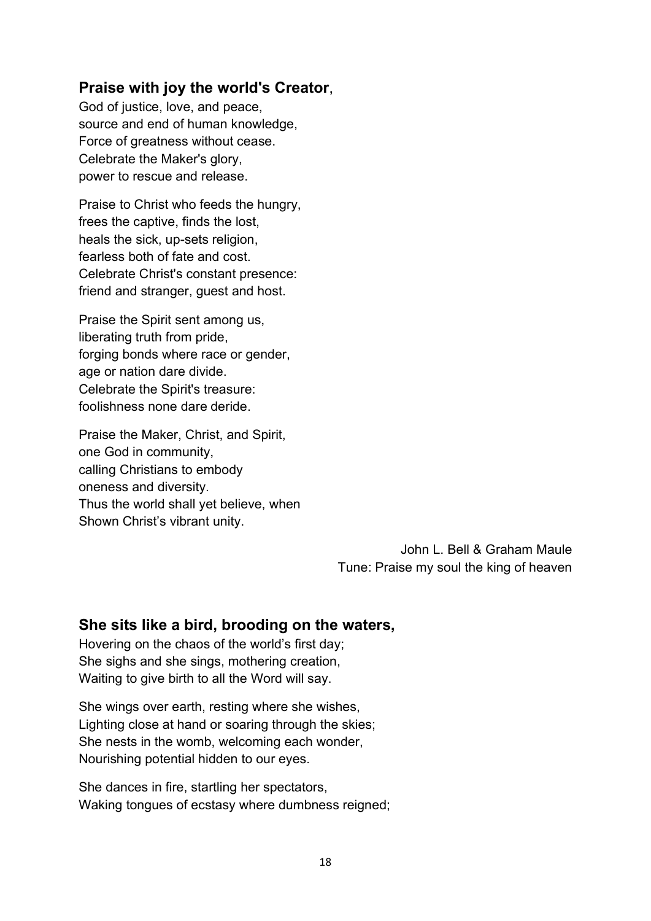**Praise with joy the world's Creator**,
God of justice, love, and peace,
source and end of human knowledge,
Force of greatness without cease.
Celebrate the Maker's glory,
power to rescue and release.

Praise to Christ who feeds the hungry,
frees the captive, finds the lost,
heals the sick, up-sets religion,
fearless both of fate and cost.
Celebrate Christ's constant presence:
friend and stranger, guest and host.

Praise the Spirit sent among us,
liberating truth from pride,
forging bonds where race or gender,
age or nation dare divide.
Celebrate the Spirit's treasure:
foolishness none dare deride.

Praise the Maker, Christ, and Spirit,
one God in community,
calling Christians to embody
oneness and diversity.
Thus the world shall yet believe, when
Shown Christ's vibrant unity.

John L. Bell & Graham Maule
Tune: Praise my soul the king of heaven

**She sits like a bird, brooding on the waters,**
Hovering on the chaos of the world's first day;
She sighs and she sings, mothering creation,
Waiting to give birth to all the Word will say.

She wings over earth, resting where she wishes,
Lighting close at hand or soaring through the skies;
She nests in the womb, welcoming each wonder,
Nourishing potential hidden to our eyes.

She dances in fire, startling her spectators,
Waking tongues of ecstasy where dumbness reigned;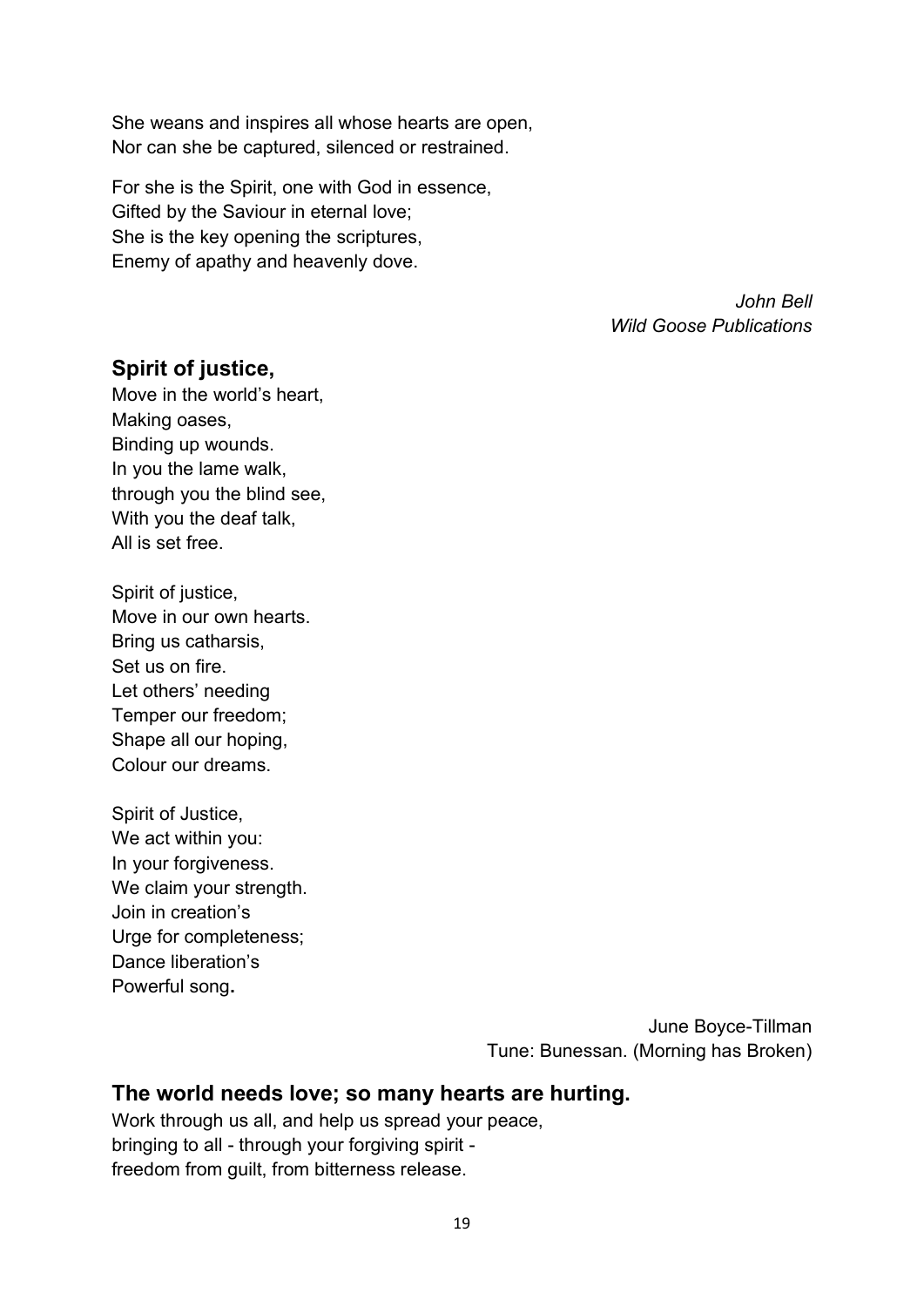She weans and inspires all whose hearts are open,
Nor can she be captured, silenced or restrained.

For she is the Spirit, one with God in essence,
Gifted by the Saviour in eternal love;
She is the key opening the scriptures,
Enemy of apathy and heavenly dove.

*John Bell*
*Wild Goose Publications*

## Spirit of justice,

Move in the world's heart,
Making oases,
Binding up wounds.
In you the lame walk,
through you the blind see,
With you the deaf talk,
All is set free.

Spirit of justice,
Move in our own hearts.
Bring us catharsis,
Set us on fire.
Let others' needing
Temper our freedom;
Shape all our hoping,
Colour our dreams.

Spirit of Justice,
We act within you:
In your forgiveness.
We claim your strength.
Join in creation's
Urge for completeness;
Dance liberation's
Powerful song**.**

June Boyce-Tillman
Tune: Bunessan. (Morning has Broken)

## The world needs love; so many hearts are hurting.

Work through us all, and help us spread your peace,
bringing to all - through your forgiving spirit -
freedom from guilt, from bitterness release.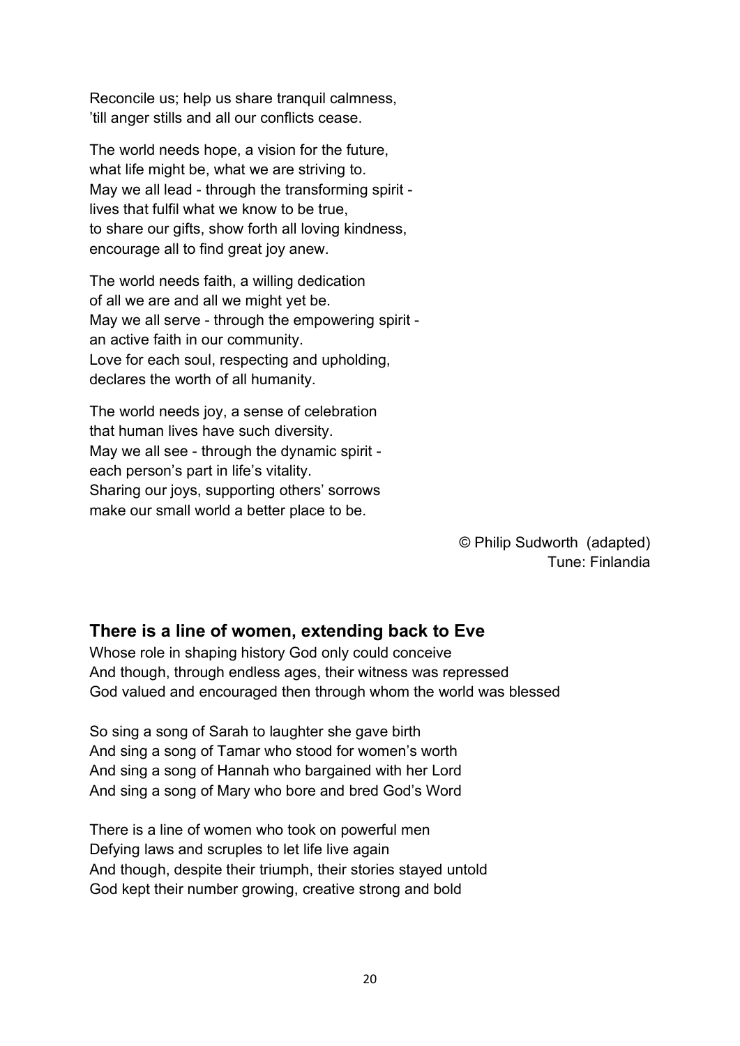Reconcile us; help us share tranquil calmness,
'till anger stills and all our conflicts cease.

The world needs hope, a vision for the future,
what life might be, what we are striving to.
May we all lead - through the transforming spirit -
lives that fulfil what we know to be true,
to share our gifts, show forth all loving kindness,
encourage all to find great joy anew.

The world needs faith, a willing dedication
of all we are and all we might yet be.
May we all serve - through the empowering spirit -
an active faith in our community.
Love for each soul, respecting and upholding,
declares the worth of all humanity.

The world needs joy, a sense of celebration
that human lives have such diversity.
May we all see - through the dynamic spirit -
each person's part in life's vitality.
Sharing our joys, supporting others' sorrows
make our small world a better place to be.

© Philip Sudworth (adapted)
Tune: Finlandia

## There is a line of women, extending back to Eve

Whose role in shaping history God only could conceive
And though, through endless ages, their witness was repressed
God valued and encouraged then through whom the world was blessed

So sing a song of Sarah to laughter she gave birth
And sing a song of Tamar who stood for women's worth
And sing a song of Hannah who bargained with her Lord
And sing a song of Mary who bore and bred God's Word

There is a line of women who took on powerful men
Defying laws and scruples to let life live again
And though, despite their triumph, their stories stayed untold
God kept their number growing, creative strong and bold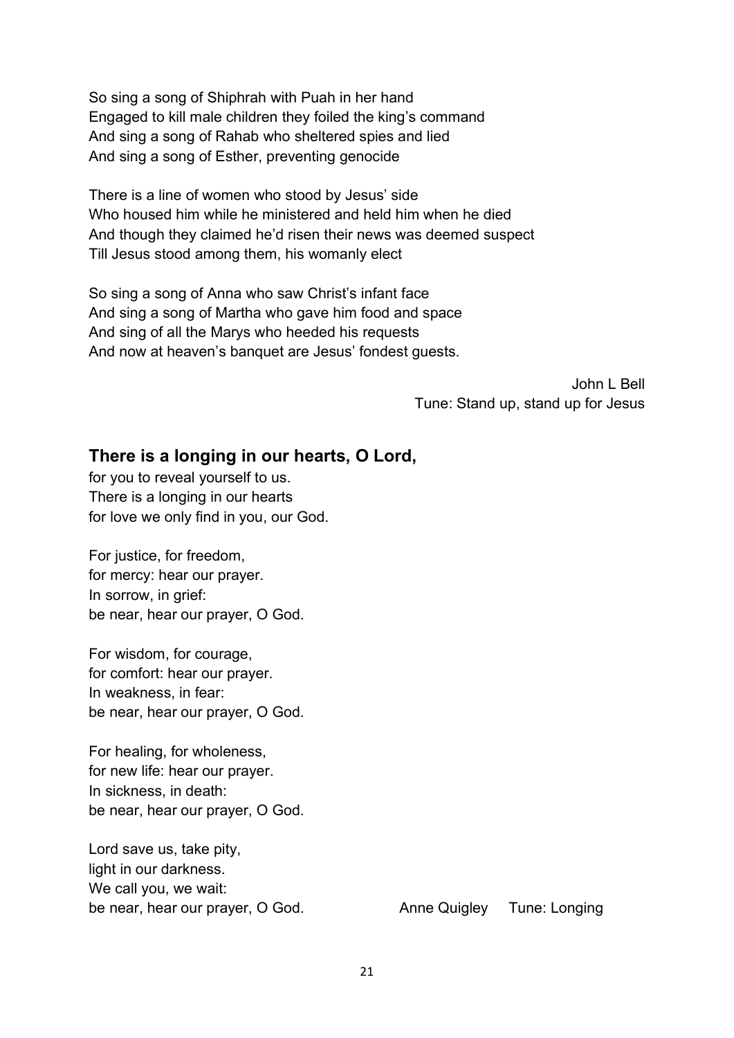So sing a song of Shiphrah with Puah in her hand  
Engaged to kill male children they foiled the king's command  
And sing a song of Rahab who sheltered spies and lied  
And sing a song of Esther, preventing genocide

There is a line of women who stood by Jesus' side  
Who housed him while he ministered and held him when he died  
And though they claimed he'd risen their news was deemed suspect  
Till Jesus stood among them, his womanly elect

So sing a song of Anna who saw Christ's infant face  
And sing a song of Martha who gave him food and space  
And sing of all the Marys who heeded his requests  
And now at heaven's banquet are Jesus' fondest guests.

John L Bell  
Tune: Stand up, stand up for Jesus

## There is a longing in our hearts, O Lord,

for you to reveal yourself to us.  
There is a longing in our hearts  
for love we only find in you, our God.

For justice, for freedom,  
for mercy: hear our prayer.  
In sorrow, in grief:  
be near, hear our prayer, O God.

For wisdom, for courage,  
for comfort: hear our prayer.  
In weakness, in fear:  
be near, hear our prayer, O God.

For healing, for wholeness,  
for new life: hear our prayer.  
In sickness, in death:  
be near, hear our prayer, O God.

Lord save us, take pity,  
light in our darkness.  
We call you, we wait:  
be near, hear our prayer, O God.

Anne Quigley Tune: Longing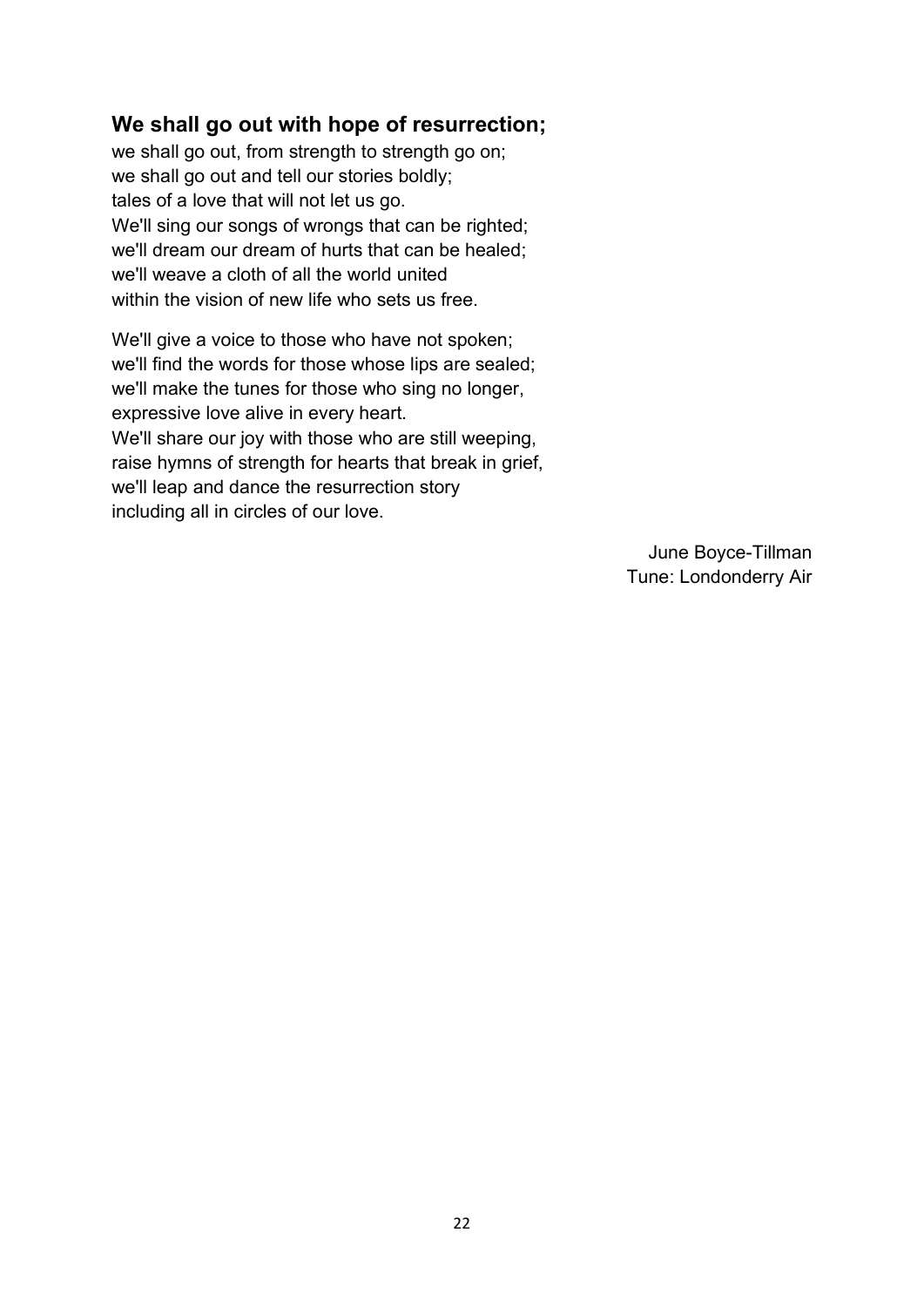### We shall go out with hope of resurrection;

we shall go out, from strength to strength go on;  
we shall go out and tell our stories boldly;  
tales of a love that will not let us go.  
We'll sing our songs of wrongs that can be righted;  
we'll dream our dream of hurts that can be healed;  
we'll weave a cloth of all the world united  
within the vision of new life who sets us free.

We'll give a voice to those who have not spoken;  
we'll find the words for those whose lips are sealed;  
we'll make the tunes for those who sing no longer,  
expressive love alive in every heart.  
We'll share our joy with those who are still weeping,  
raise hymns of strength for hearts that break in grief,  
we'll leap and dance the resurrection story  
including all in circles of our love.

June Boyce-Tillman  
Tune: Londonderry Air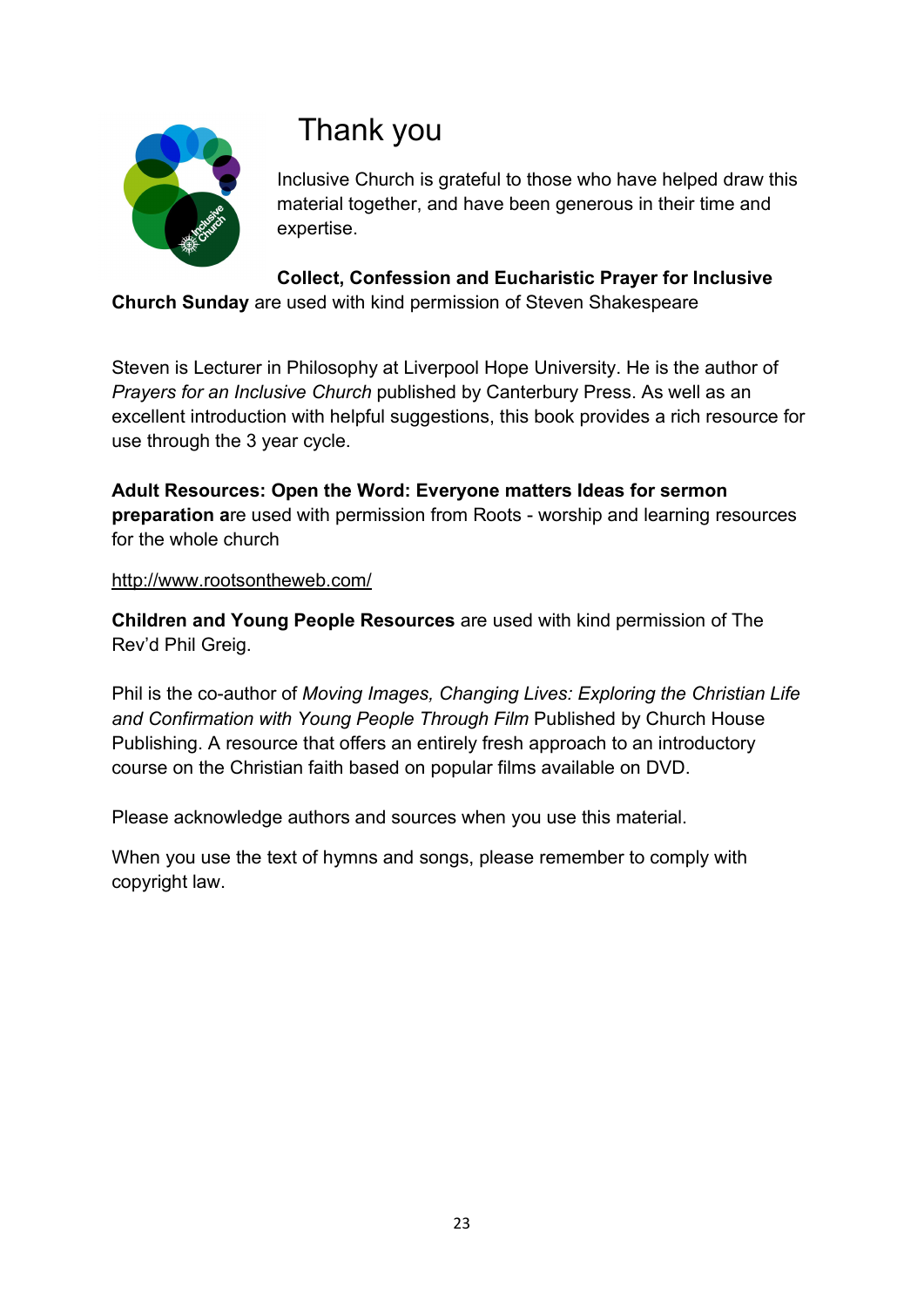# Thank you

Inclusive Church is grateful to those who have helped draw this material together, and have been generous in their time and expertise.

**Collect, Confession and Eucharistic Prayer for Inclusive Church Sunday** are used with kind permission of Steven Shakespeare

Steven is Lecturer in Philosophy at Liverpool Hope University. He is the author of *Prayers for an Inclusive Church* published by Canterbury Press. As well as an excellent introduction with helpful suggestions, this book provides a rich resource for use through the 3 year cycle.

**Adult Resources: Open the Word: Everyone matters Ideas for sermon preparation a**re used with permission from Roots - worship and learning resources for the whole church

http://www.rootsontheweb.com/

**Children and Young People Resources** are used with kind permission of The Rev'd Phil Greig.

Phil is the co-author of *Moving Images, Changing Lives: Exploring the Christian Life and Confirmation with Young People Through Film* Published by Church House Publishing. A resource that offers an entirely fresh approach to an introductory course on the Christian faith based on popular films available on DVD.

Please acknowledge authors and sources when you use this material.

When you use the text of hymns and songs, please remember to comply with copyright law.